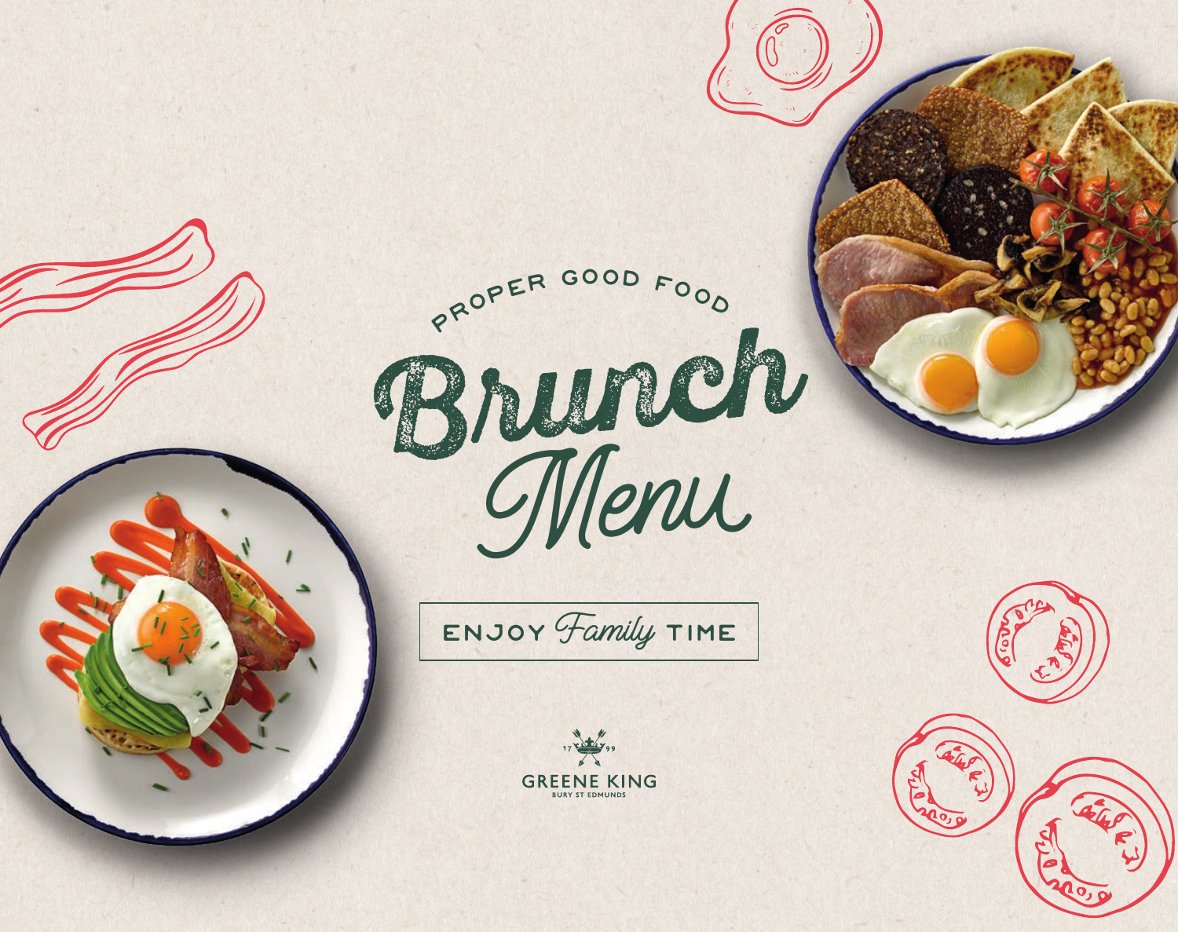PROPER GOOD FOOD

# Brunch Menu

ENJOY *Family* TIME

1799

GREENE KING

BURY ST EDMUNDS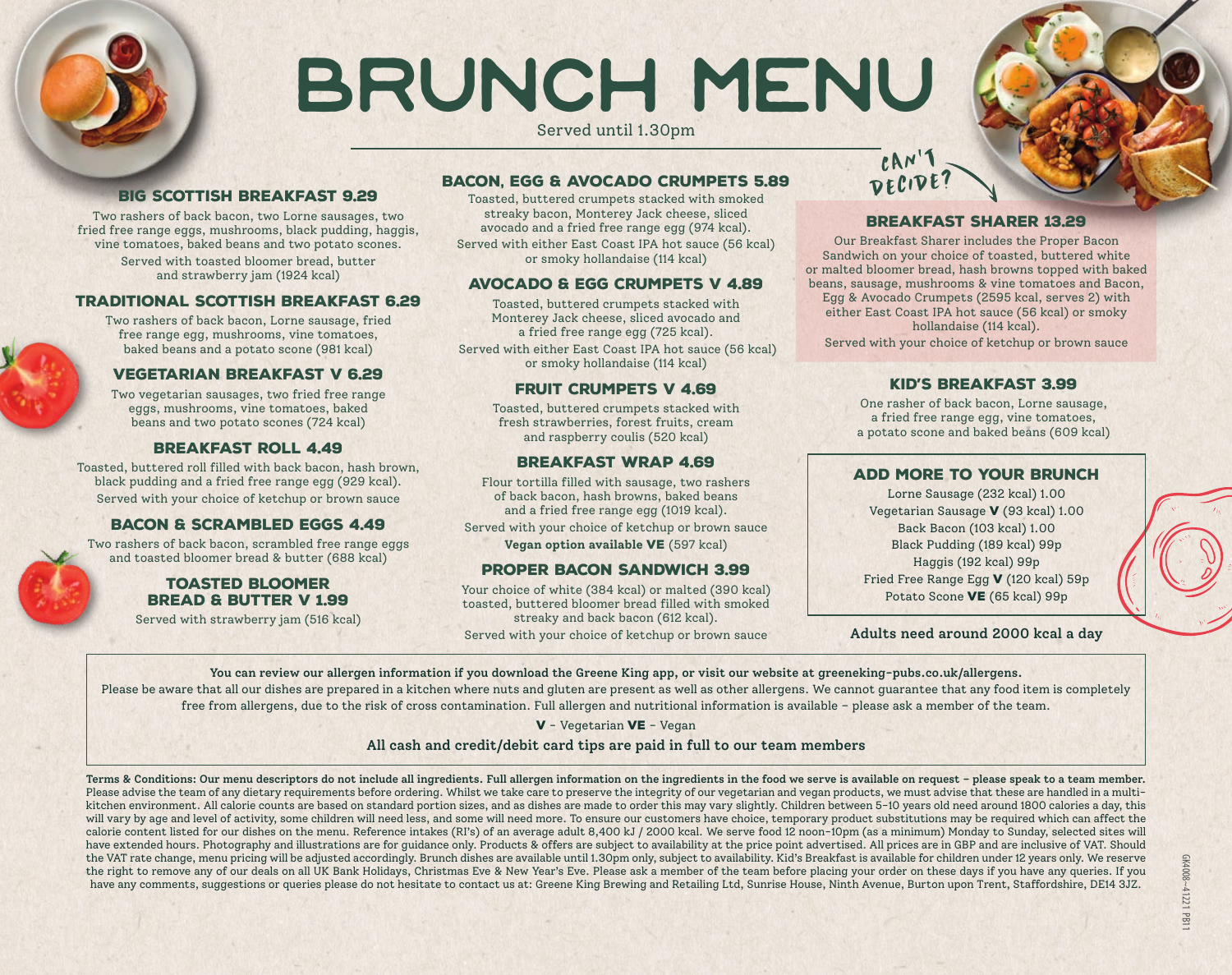# BRUNCH MENU

Served until 1.30pm

## BIG SCOTTISH BREAKFAST 9.29

Two rashers of back bacon, two Lorne sausages, two fried free range eggs, mushrooms, black pudding, haggis, vine tomatoes, baked beans and two potato scones.

Served with toasted bloomer bread, butter and strawberry jam (1924 kcal)

## TRADITIONAL SCOTTISH BREAKFAST 6.29

Two rashers of back bacon, Lorne sausage, fried free range egg, mushrooms, vine tomatoes, baked beans and a potato scone (981 kcal)

## VEGETARIAN BREAKFAST V 6.29

Two vegetarian sausages, two fried free range eggs, mushrooms, vine tomatoes, baked beans and two potato scones (724 kcal)

## BREAKFAST ROLL 4.49

Toasted, buttered roll filled with back bacon, hash brown, black pudding and a fried free range egg (929 kcal).

Served with your choice of ketchup or brown sauce

## BACON & SCRAMBLED EGGS 4.49

Two rashers of back bacon, scrambled free range eggs and toasted bloomer bread & butter (688 kcal)

## TOASTED BLOOMER BREAD & BUTTER V 1.99

Served with strawberry jam (516 kcal)

## BACON, EGG & AVOCADO CRUMPETS 5.89

Toasted, buttered crumpets stacked with smoked streaky bacon, Monterey Jack cheese, sliced avocado and a fried free range egg (974 kcal).

Served with either East Coast IPA hot sauce (56 kcal) or smoky hollandaise (114 kcal)

## AVOCADO & EGG CRUMPETS V 4.89

Toasted, buttered crumpets stacked with Monterey Jack cheese, sliced avocado and a fried free range egg (725 kcal).

Served with either East Coast IPA hot sauce (56 kcal) or smoky hollandaise (114 kcal)

## FRUIT CRUMPETS V 4.69

Toasted, buttered crumpets stacked with fresh strawberries, forest fruits, cream and raspberry coulis (520 kcal)

## BREAKFAST WRAP 4.69

Flour tortilla filled with sausage, two rashers of back bacon, hash browns, baked beans and a fried free range egg (1019 kcal).

Served with your choice of ketchup or brown sauce

**Vegan option available VE** (597 kcal)

## PROPER BACON SANDWICH 3.99

Your choice of white (384 kcal) or malted (390 kcal) toasted, buttered bloomer bread filled with smoked streaky and back bacon (612 kcal).

Served with your choice of ketchup or brown sauce

CAN'T DECIDE?

## BREAKFAST SHARER 13.29

Our Breakfast Sharer includes the Proper Bacon Sandwich on your choice of toasted, buttered white or malted bloomer bread, hash browns topped with baked beans, sausage, mushrooms & vine tomatoes and Bacon, Egg & Avocado Crumpets (2595 kcal, serves 2) with either East Coast IPA hot sauce (56 kcal) or smoky hollandaise (114 kcal).

Served with your choice of ketchup or brown sauce

## KID'S BREAKFAST 3.99

One rasher of back bacon, Lorne sausage, a fried free range egg, vine tomatoes, a potato scone and baked beans (609 kcal)

## ADD MORE TO YOUR BRUNCH

Lorne Sausage (232 kcal) 1.00
Vegetarian Sausage **V** (93 kcal) 1.00
Back Bacon (103 kcal) 1.00
Black Pudding (189 kcal) 99p
Haggis (192 kcal) 99p
Fried Free Range Egg **V** (120 kcal) 59p
Potato Scone **VE** (65 kcal) 99p

**Adults need around 2000 kcal a day**

**You can review our allergen information if you download the Greene King app, or visit our website at greeneking-pubs.co.uk/allergens.**

Please be aware that all our dishes are prepared in a kitchen where nuts and gluten are present as well as other allergens. We cannot guarantee that any food item is completely free from allergens, due to the risk of cross contamination. Full allergen and nutritional information is available – please ask a member of the team.

**V** – Vegetarian **VE** – Vegan

**All cash and credit/debit card tips are paid in full to our team members**

**Terms & Conditions: Our menu descriptors do not include all ingredients. Full allergen information on the ingredients in the food we serve is available on request – please speak to a team member.** Please advise the team of any dietary requirements before ordering. Whilst we take care to preserve the integrity of our vegetarian and vegan products, we must advise that these are handled in a multi-kitchen environment. All calorie counts are based on standard portion sizes, and as dishes are made to order this may vary slightly. Children between 5-10 years old need around 1800 calories a day, this will vary by age and level of activity, some children will need less, and some will need more. To ensure our customers have choice, temporary product substitutions may be required which can affect the calorie content listed for our dishes on the menu. Reference intakes (RI's) of an average adult 8,400 kJ / 2000 kcal. We serve food 12 noon-10pm (as a minimum) Monday to Sunday, selected sites will have extended hours. Photography and illustrations are for guidance only. Products & offers are subject to availability at the price point advertised. All prices are in GBP and are inclusive of VAT. Should the VAT rate change, menu pricing will be adjusted accordingly. Brunch dishes are available until 1.30pm only, subject to availability. Kid's Breakfast is available for children under 12 years only. We reserve the right to remove any of our deals on all UK Bank Holidays, Christmas Eve & New Year's Eve. Please ask a member of the team before placing your order on these days if you have any queries. If you have any comments, suggestions or queries please do not hesitate to contact us at: Greene King Brewing and Retailing Ltd, Sunrise House, Ninth Avenue, Burton upon Trent, Staffordshire, DE14 3JZ.

GK4008–4121 PB11